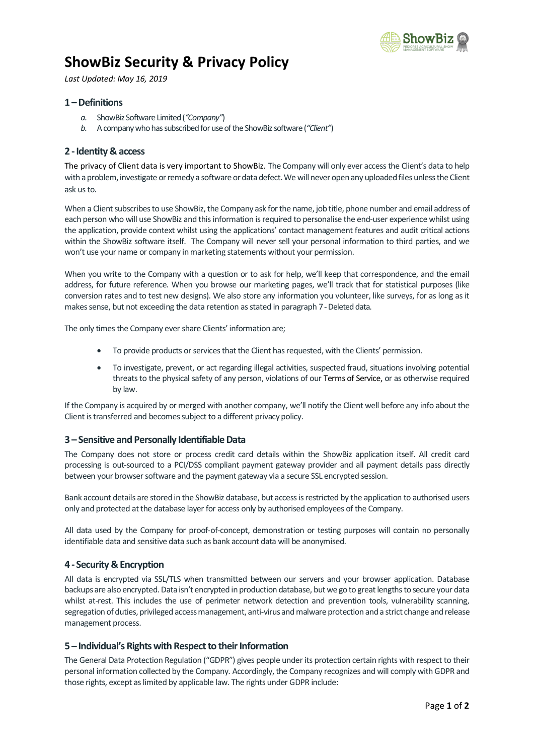# ShowBiz Security & Privacy Policy

*Last Updated: May 16, 2019*

## 1 – Definitions

- *a.* ShowBiz Software Limited (*"Company"*)
- *b.* A company who has subscribed for use of the ShowBiz software (*"Client"*)

## 2 - Identity & access

The privacy of Client data is very important to ShowBiz. The Company will only ever access the Client's data to help with a problem, investigate or remedy a software or data defect. We will never open any uploaded files unless the Client ask us to.

When a Client subscribes to use ShowBiz, the Company ask for the name, job title, phone number and email address of each person who will use ShowBiz and this information is required to personalise the end-user experience whilst using the application, provide context whilst using the applications' contact management features and audit critical actions within the ShowBiz software itself. The Company will never sell your personal information to third parties, and we won't use your name or company in marketing statements without your permission.

When you write to the Company with a question or to ask for help, we'll keep that correspondence, and the email address, for future reference. When you browse our marketing pages, we'll track that for statistical purposes (like conversion rates and to test new designs). We also store any information you volunteer, like surveys, for as long as it makes sense, but not exceeding the data retention as stated in paragraph 7 - Deleted data.

The only times the Company ever share Clients' information are;

- To provide products or services that the Client has requested, with the Clients' permission.
- To investigate, prevent, or act regarding illegal activities, suspected fraud, situations involving potential threats to the physical safety of any person, violations of our Terms of Service, or as otherwise required by law.

If the Company is acquired by or merged with another company, we'll notify the Client well before any info about the Client is transferred and becomes subject to a different privacy policy.

## 3 – Sensitive and Personally Identifiable Data

The Company does not store or process credit card details within the ShowBiz application itself. All credit card processing is out-sourced to a PCI/DSS compliant payment gateway provider and all payment details pass directly between your browser software and the payment gateway via a secure SSL encrypted session.

Bank account details are stored in the ShowBiz database, but access is restricted by the application to authorised users only and protected at the database layer for access only by authorised employees of the Company.

All data used by the Company for proof-of-concept, demonstration or testing purposes will contain no personally identifiable data and sensitive data such as bank account data will be anonymised.

## 4 - Security & Encryption

All data is encrypted via SSL/TLS when transmitted between our servers and your browser application. Database backups are also encrypted. Data isn't encrypted in production database, but we go to great lengths to secure your data whilst at-rest. This includes the use of perimeter network detection and prevention tools, vulnerability scanning, segregation of duties, privileged access management, anti-virus and malware protection and a strict change and release management process.

## 5 – Individual's Rights with Respect to their Information

The General Data Protection Regulation ("GDPR") gives people under its protection certain rights with respect to their personal information collected by the Company. Accordingly, the Company recognizes and will comply with GDPR and those rights, except as limited by applicable law. The rights under GDPR include: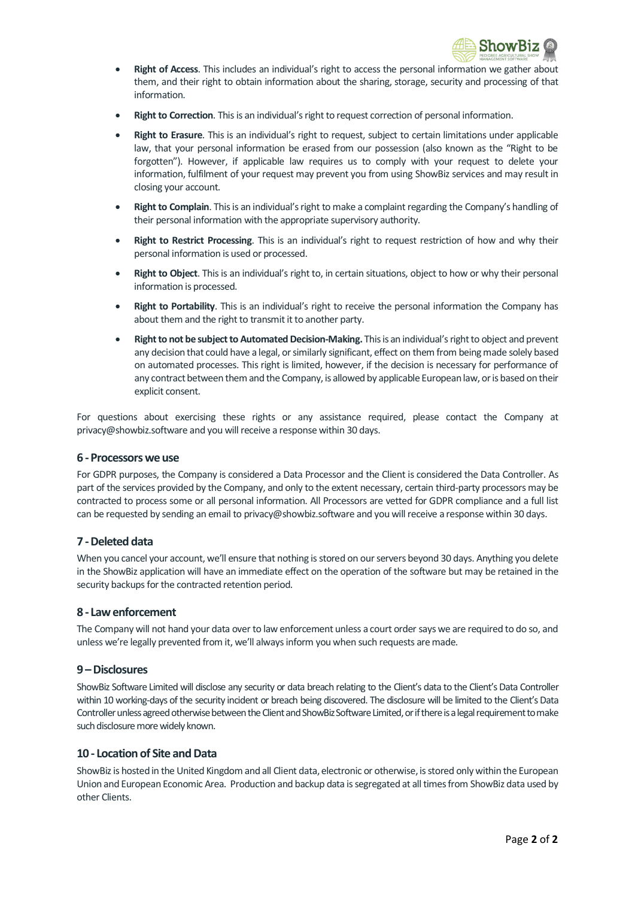- **Right of Access**. This includes an individual's right to access the personal information we gather about them, and their right to obtain information about the sharing, storage, security and processing of that information.
- **Right to Correction**. This is an individual's right to request correction of personal information.
- **Right to Erasure**. This is an individual's right to request, subject to certain limitations under applicable law, that your personal information be erased from our possession (also known as the "Right to be forgotten"). However, if applicable law requires us to comply with your request to delete your information, fulfilment of your request may prevent you from using ShowBiz services and may result in closing your account.
- **Right to Complain**. This is an individual's right to make a complaint regarding the Company's handling of their personal information with the appropriate supervisory authority.
- **Right to Restrict Processing**. This is an individual's right to request restriction of how and why their personal information is used or processed.
- **Right to Object**. This is an individual's right to, in certain situations, object to how or why their personal information is processed.
- **Right to Portability**. This is an individual's right to receive the personal information the Company has about them and the right to transmit it to another party.
- **Right to not be subject to Automated Decision-Making.** This is an individual's right to object and prevent any decision that could have a legal, or similarly significant, effect on them from being made solely based on automated processes. This right is limited, however, if the decision is necessary for performance of any contract between them and the Company, is allowed by applicable European law, or is based on their explicit consent.

For questions about exercising these rights or any assistance required, please contact the Company at privacy@showbiz.software and you will receive a response within 30 days.

## 6 - Processors we use

For GDPR purposes, the Company is considered a Data Processor and the Client is considered the Data Controller. As part of the services provided by the Company, and only to the extent necessary, certain third-party processors may be contracted to process some or all personal information. All Processors are vetted for GDPR compliance and a full list can be requested by sending an email to privacy@showbiz.software and you will receive a response within 30 days.

## 7 - Deleted data

When you cancel your account, we'll ensure that nothing is stored on our servers beyond 30 days. Anything you delete in the ShowBiz application will have an immediate effect on the operation of the software but may be retained in the security backups for the contracted retention period.

## 8 - Law enforcement

The Company will not hand your data over to law enforcement unless a court order says we are required to do so, and unless we're legally prevented from it, we'll always inform you when such requests are made.

## 9 – Disclosures

ShowBiz Software Limited will disclose any security or data breach relating to the Client's data to the Client's Data Controller within 10 working-days of the security incident or breach being discovered. The disclosure will be limited to the Client's Data Controller unless agreed otherwise between the Client and ShowBiz Software Limited, or if there is a legal requirement to make such disclosure more widely known.

## 10 - Location of Site and Data

ShowBiz is hosted in the United Kingdom and all Client data, electronic or otherwise, is stored only within the European Union and European Economic Area. Production and backup data is segregated at all times from ShowBiz data used by other Clients.